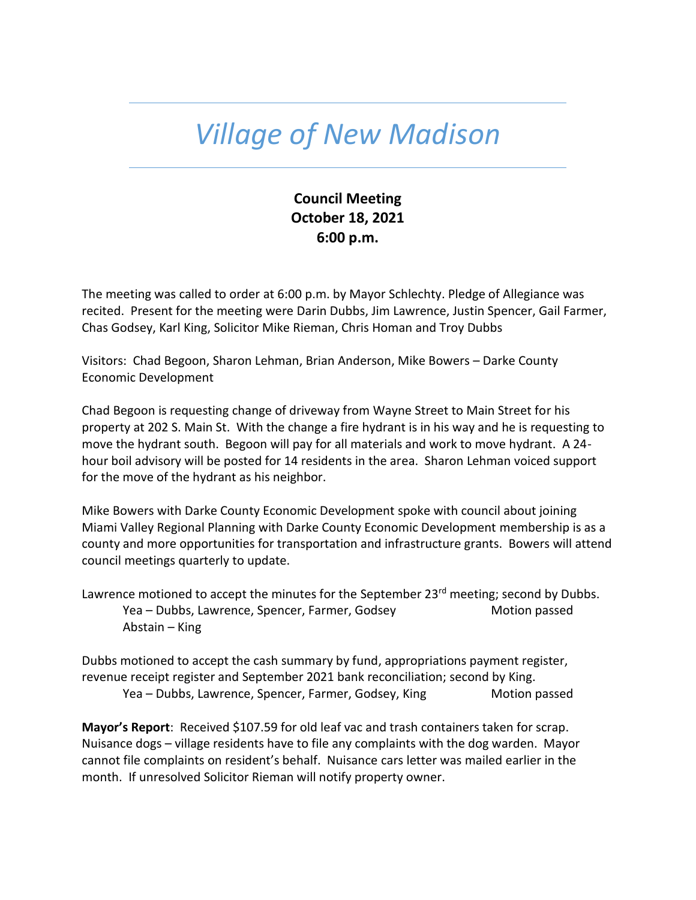# *Village of New Madison*

**Council Meeting**
**October 18, 2021**
**6:00 p.m.**

The meeting was called to order at 6:00 p.m. by Mayor Schlechty. Pledge of Allegiance was recited. Present for the meeting were Darin Dubbs, Jim Lawrence, Justin Spencer, Gail Farmer, Chas Godsey, Karl King, Solicitor Mike Rieman, Chris Homan and Troy Dubbs

Visitors: Chad Begoon, Sharon Lehman, Brian Anderson, Mike Bowers – Darke County Economic Development

Chad Begoon is requesting change of driveway from Wayne Street to Main Street for his property at 202 S. Main St. With the change a fire hydrant is in his way and he is requesting to move the hydrant south. Begoon will pay for all materials and work to move hydrant. A 24-hour boil advisory will be posted for 14 residents in the area. Sharon Lehman voiced support for the move of the hydrant as his neighbor.

Mike Bowers with Darke County Economic Development spoke with council about joining Miami Valley Regional Planning with Darke County Economic Development membership is as a county and more opportunities for transportation and infrastructure grants. Bowers will attend council meetings quarterly to update.

Lawrence motioned to accept the minutes for the September 23rd meeting; second by Dubbs.
Yea – Dubbs, Lawrence, Spencer, Farmer, Godsey		Motion passed
Abstain – King

Dubbs motioned to accept the cash summary by fund, appropriations payment register, revenue receipt register and September 2021 bank reconciliation; second by King.
Yea – Dubbs, Lawrence, Spencer, Farmer, Godsey, King		Motion passed

**Mayor's Report**: Received $107.59 for old leaf vac and trash containers taken for scrap. Nuisance dogs – village residents have to file any complaints with the dog warden. Mayor cannot file complaints on resident's behalf. Nuisance cars letter was mailed earlier in the month. If unresolved Solicitor Rieman will notify property owner.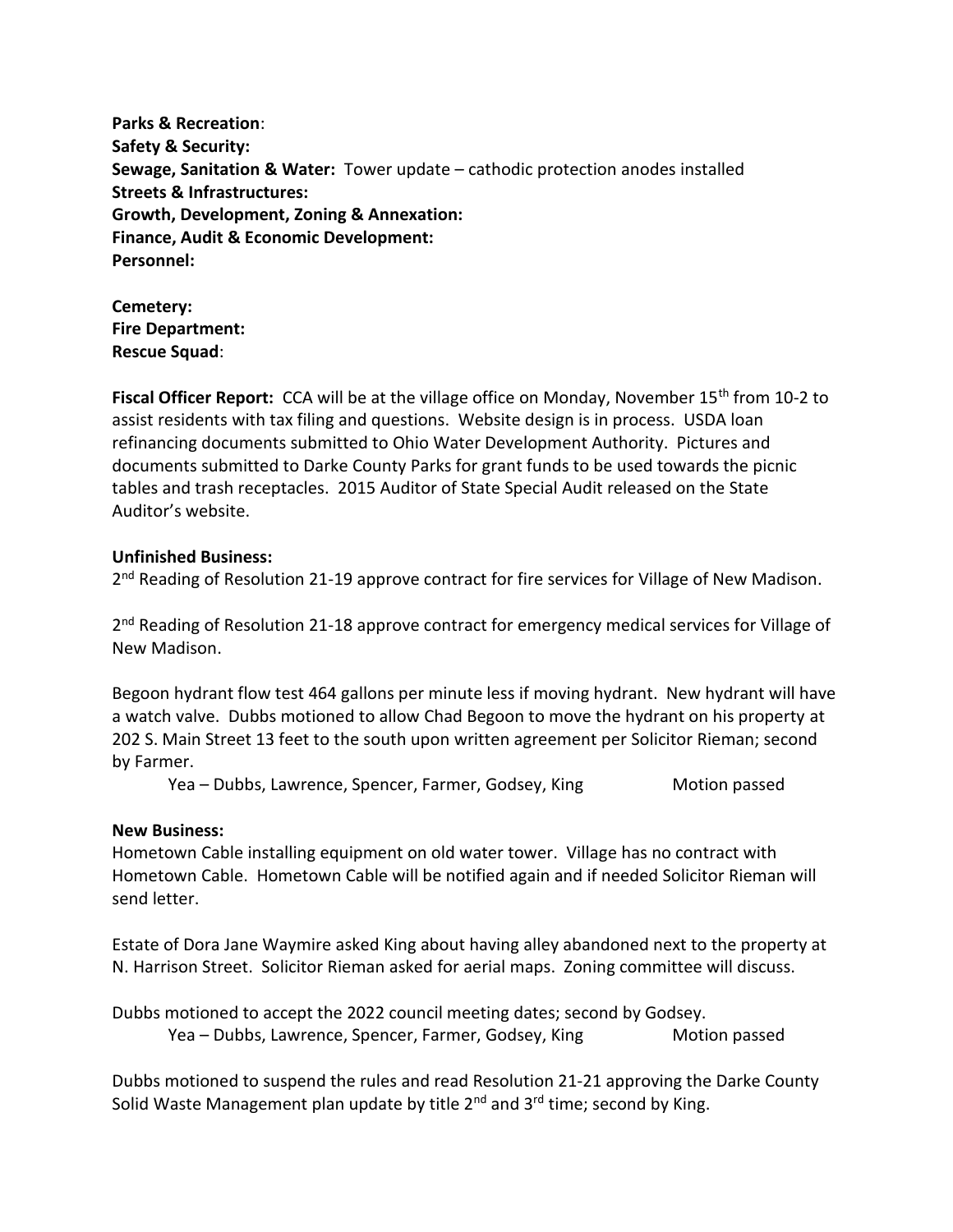**Parks & Recreation**:
**Safety & Security:**
**Sewage, Sanitation & Water:** Tower update – cathodic protection anodes installed
**Streets & Infrastructures:**
**Growth, Development, Zoning & Annexation:**
**Finance, Audit & Economic Development:**
**Personnel:**

**Cemetery:**
**Fire Department:**
**Rescue Squad**:

**Fiscal Officer Report:** CCA will be at the village office on Monday, November 15th from 10-2 to assist residents with tax filing and questions. Website design is in process. USDA loan refinancing documents submitted to Ohio Water Development Authority. Pictures and documents submitted to Darke County Parks for grant funds to be used towards the picnic tables and trash receptacles. 2015 Auditor of State Special Audit released on the State Auditor's website.

**Unfinished Business:**
2nd Reading of Resolution 21-19 approve contract for fire services for Village of New Madison.

2nd Reading of Resolution 21-18 approve contract for emergency medical services for Village of New Madison.

Begoon hydrant flow test 464 gallons per minute less if moving hydrant. New hydrant will have a watch valve. Dubbs motioned to allow Chad Begoon to move the hydrant on his property at 202 S. Main Street 13 feet to the south upon written agreement per Solicitor Rieman; second by Farmer.

Yea – Dubbs, Lawrence, Spencer, Farmer, Godsey, King Motion passed

**New Business:**
Hometown Cable installing equipment on old water tower. Village has no contract with Hometown Cable. Hometown Cable will be notified again and if needed Solicitor Rieman will send letter.

Estate of Dora Jane Waymire asked King about having alley abandoned next to the property at N. Harrison Street. Solicitor Rieman asked for aerial maps. Zoning committee will discuss.

Dubbs motioned to accept the 2022 council meeting dates; second by Godsey.

Yea – Dubbs, Lawrence, Spencer, Farmer, Godsey, King Motion passed

Dubbs motioned to suspend the rules and read Resolution 21-21 approving the Darke County Solid Waste Management plan update by title 2nd and 3rd time; second by King.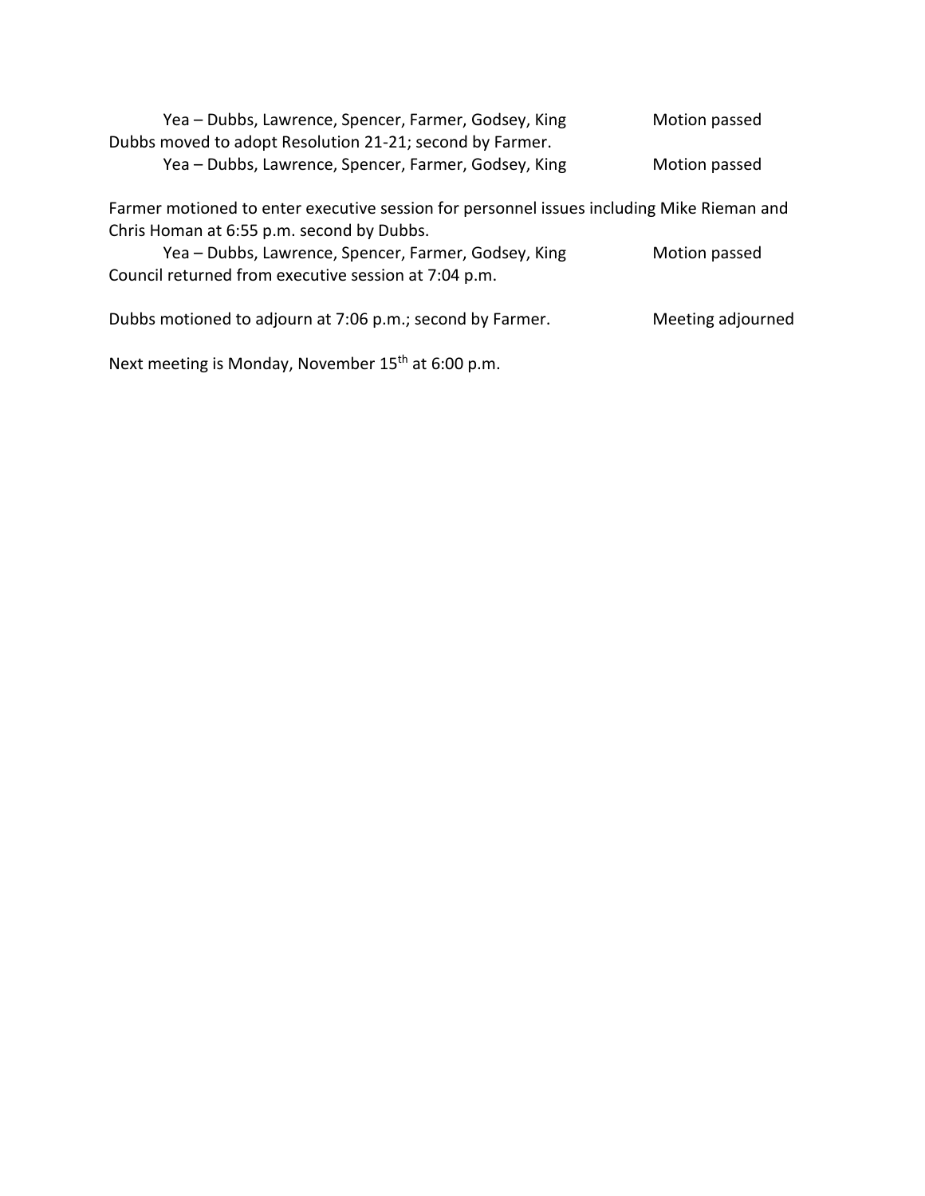Yea – Dubbs, Lawrence, Spencer, Farmer, Godsey, King Motion passed

Dubbs moved to adopt Resolution 21-21; second by Farmer.

Yea – Dubbs, Lawrence, Spencer, Farmer, Godsey, King Motion passed

Farmer motioned to enter executive session for personnel issues including Mike Rieman and Chris Homan at 6:55 p.m. second by Dubbs.

Yea – Dubbs, Lawrence, Spencer, Farmer, Godsey, King Motion passed

Council returned from executive session at 7:04 p.m.

Dubbs motioned to adjourn at 7:06 p.m.; second by Farmer. Meeting adjourned

Next meeting is Monday, November 15th at 6:00 p.m.